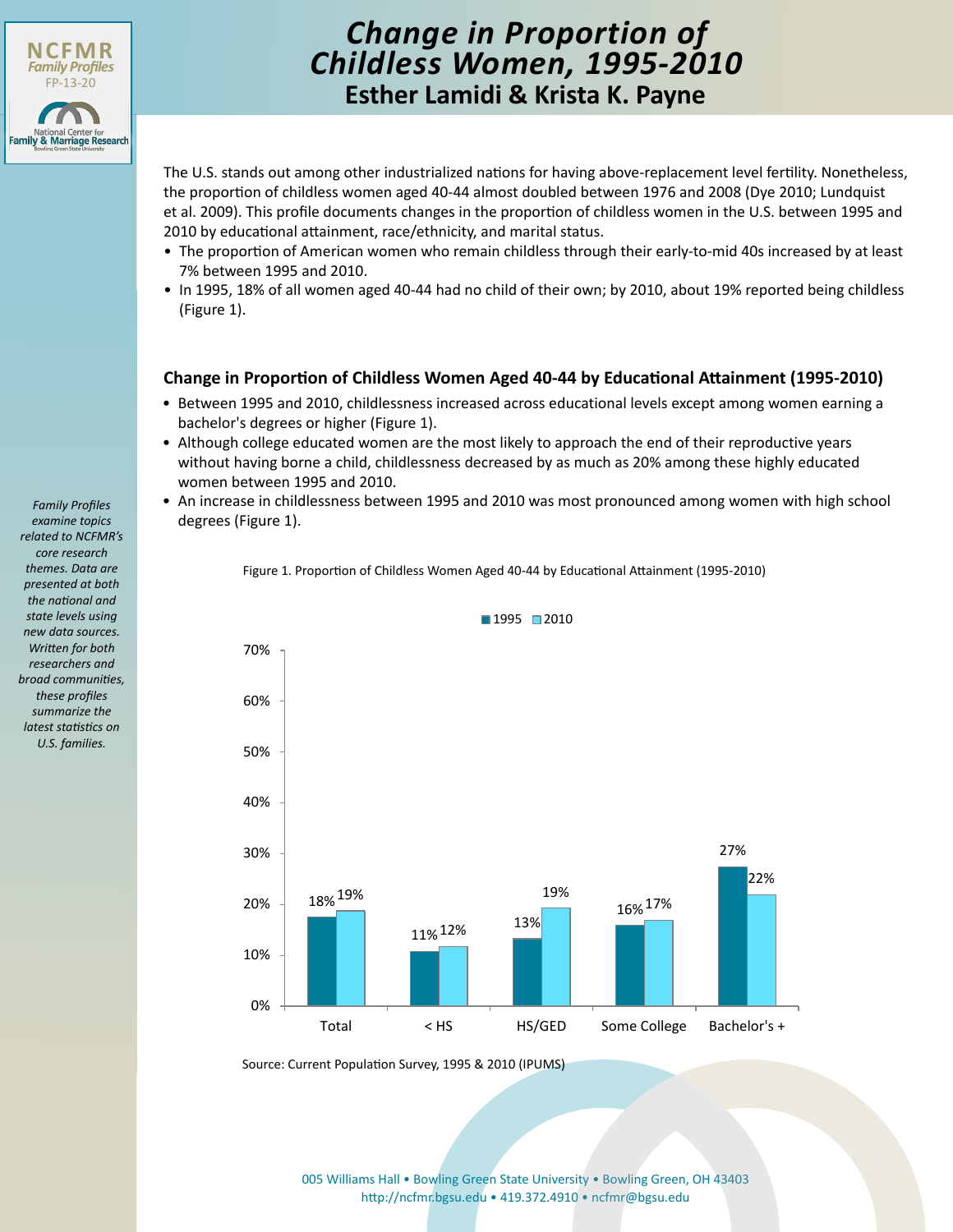NCFMR
*Family Profiles*
FP-13-20

National Center for Family & Marriage Research
Bowling Green State University

# *Change in Proportion of Childless Women, 1995-2010*

## Esther Lamidi & Krista K. Payne

The U.S. stands out among other industrialized nations for having above-replacement level fertility. Nonetheless, the proportion of childless women aged 40-44 almost doubled between 1976 and 2008 (Dye 2010; Lundquist et al. 2009). This profile documents changes in the proportion of childless women in the U.S. between 1995 and 2010 by educational attainment, race/ethnicity, and marital status.

- The proportion of American women who remain childless through their early-to-mid 40s increased by at least 7% between 1995 and 2010.
- In 1995, 18% of all women aged 40-44 had no child of their own; by 2010, about 19% reported being childless (Figure 1).

*Family Profiles examine topics related to NCFMR's core research themes. Data are presented at both the national and state levels using new data sources. Written for both researchers and broad communities, these profiles summarize the latest statistics on U.S. families.*

### Change in Proportion of Childless Women Aged 40-44 by Educational Attainment (1995-2010)

- Between 1995 and 2010, childlessness increased across educational levels except among women earning a bachelor's degrees or higher (Figure 1).
- Although college educated women are the most likely to approach the end of their reproductive years without having borne a child, childlessness decreased by as much as 20% among these highly educated women between 1995 and 2010.
- An increase in childlessness between 1995 and 2010 was most pronounced among women with high school degrees (Figure 1).

Figure 1. Proportion of Childless Women Aged 40-44 by Educational Attainment (1995-2010)

1995
2010

70%
60%
50%
40%
30%
20%
10%
0%

Total: 18% 19%
< HS: 11% 12%
HS/GED: 13% 19%
Some College: 16% 17%
Bachelor's +: 27% 22%

Source: Current Population Survey, 1995 & 2010 (IPUMS)

005 Williams Hall • Bowling Green State University • Bowling Green, OH 43403
http://ncfmr.bgsu.edu • 419.372.4910 • ncfmr@bgsu.edu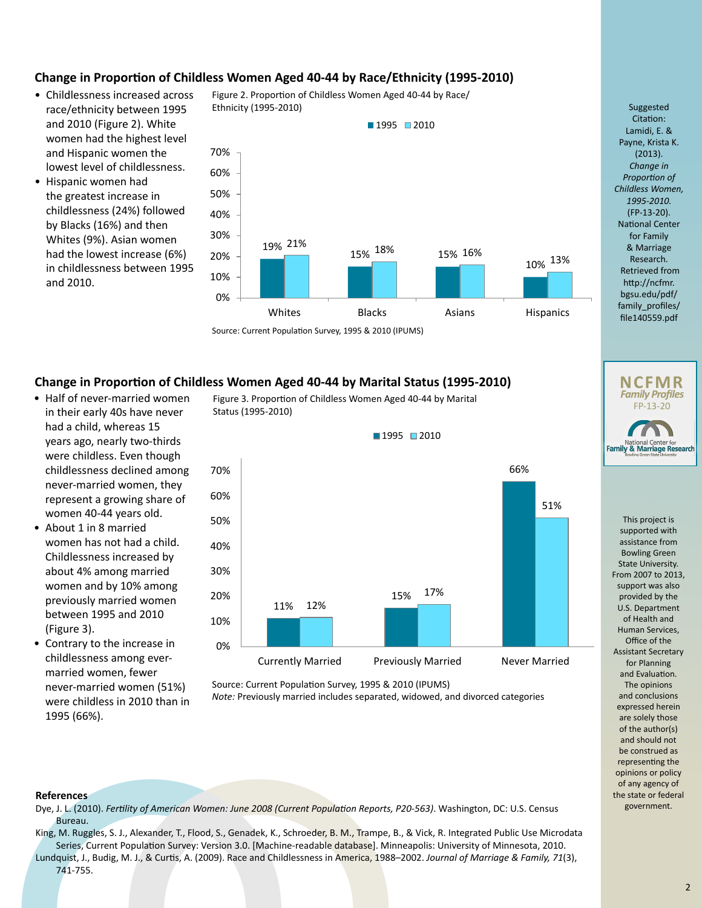## Change in Proportion of Childless Women Aged 40-44 by Race/Ethnicity (1995-2010)

- Childlessness increased across race/ethnicity between 1995 and 2010 (Figure 2). White women had the highest level and Hispanic women the lowest level of childlessness.
- Hispanic women had the greatest increase in childlessness (24%) followed by Blacks (16%) and then Whites (9%). Asian women had the lowest increase (6%) in childlessness between 1995 and 2010.

Figure 2. Proportion of Childless Women Aged 40-44 by Race/Ethnicity (1995-2010)

1995 2010

70%
60%
50%
40%
30%
20%
10%
0%

19% 21%
15% 18%
15% 16%
10% 13%

Whites Blacks Asians Hispanics

Source: Current Population Survey, 1995 & 2010 (IPUMS)

## Change in Proportion of Childless Women Aged 40-44 by Marital Status (1995-2010)

- Half of never-married women in their early 40s have never had a child, whereas 15 years ago, nearly two-thirds were childless. Even though childlessness declined among never-married women, they represent a growing share of women 40-44 years old.
- About 1 in 8 married women has not had a child. Childlessness increased by about 4% among married women and by 10% among previously married women between 1995 and 2010 (Figure 3).
- Contrary to the increase in childlessness among ever-married women, fewer never-married women (51%) were childless in 2010 than in 1995 (66%).

Figure 3. Proportion of Childless Women Aged 40-44 by Marital Status (1995-2010)

1995 2010

70%
60%
50%
40%
30%
20%
10%
0%

11% 12%
15% 17%
66% 51%

Currently Married Previously Married Never Married

Source: Current Population Survey, 1995 & 2010 (IPUMS)

*Note:* Previously married includes separated, widowed, and divorced categories

Suggested Citation: Lamidi, E. & Payne, Krista K. (2013). *Change in Proportion of Childless Women, 1995-2010.* (FP-13-20). National Center for Family & Marriage Research. Retrieved from http://ncfmr.bgsu.edu/pdf/family_profiles/file140559.pdf

NCFMR Family Profiles FP-13-20

National Center for Family & Marriage Research, Bowling Green State University

This project is supported with assistance from Bowling Green State University. From 2007 to 2013, support was also provided by the U.S. Department of Health and Human Services, Office of the Assistant Secretary for Planning and Evaluation. The opinions and conclusions expressed herein are solely those of the author(s) and should not be construed as representing the opinions or policy of any agency of the state or federal government.

### References

Dye, J. L. (2010). *Fertility of American Women: June 2008 (Current Population Reports, P20-563)*. Washington, DC: U.S. Census Bureau.

King, M. Ruggles, S. J., Alexander, T., Flood, S., Genadek, K., Schroeder, B. M., Trampe, B., & Vick, R. Integrated Public Use Microdata Series, Current Population Survey: Version 3.0. [Machine-readable database]. Minneapolis: University of Minnesota, 2010.

Lundquist, J., Budig, M. J., & Curtis, A. (2009). Race and Childlessness in America, 1988–2002. *Journal of Marriage & Family, 71*(3), 741-755.